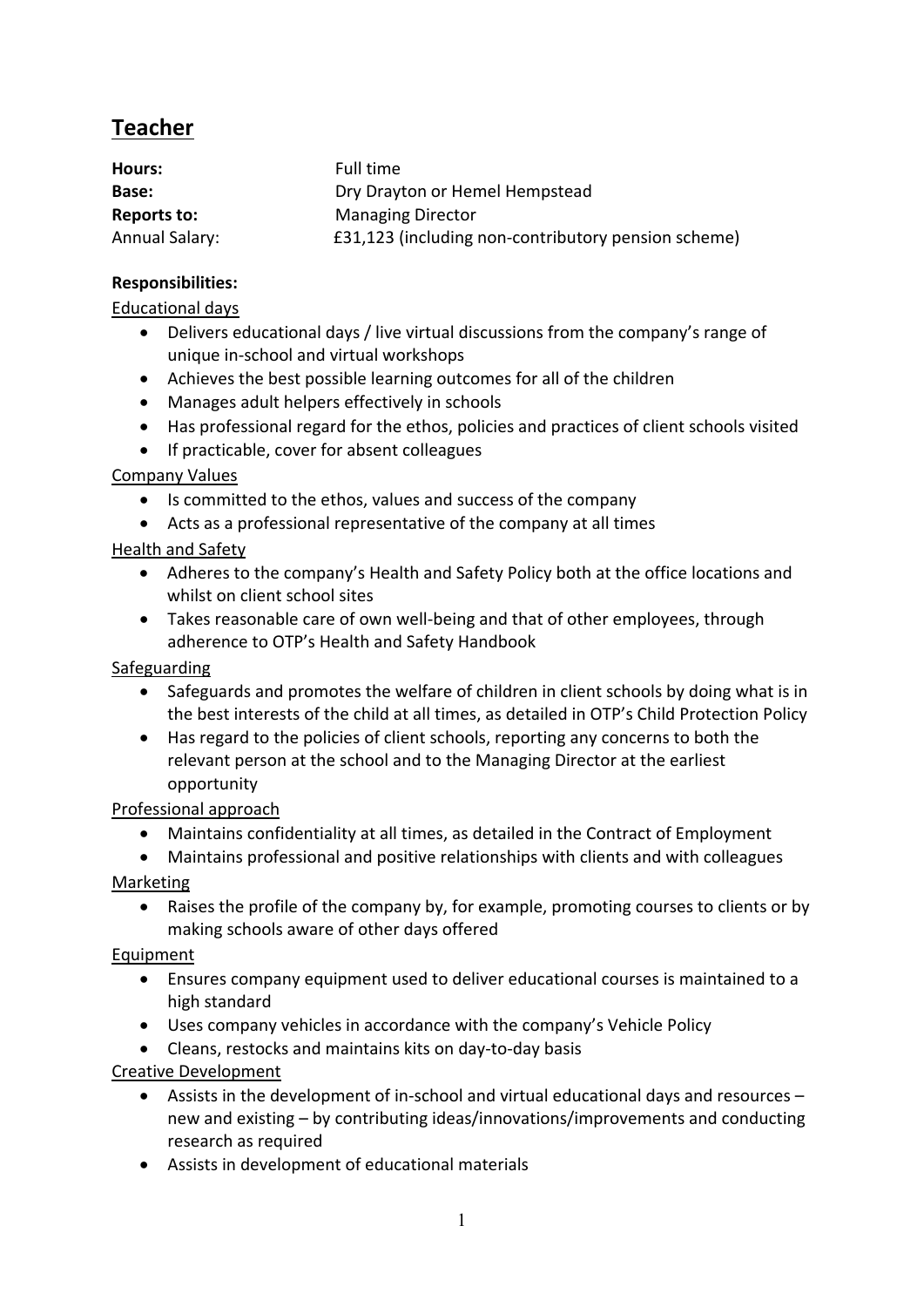# Teacher

**Hours:** Full time
**Base:** Dry Drayton or Hemel Hempstead
**Reports to:** Managing Director
Annual Salary: £31,123 (including non-contributory pension scheme)

**Responsibilities:**

Educational days

- Delivers educational days / live virtual discussions from the company's range of unique in-school and virtual workshops
- Achieves the best possible learning outcomes for all of the children
- Manages adult helpers effectively in schools
- Has professional regard for the ethos, policies and practices of client schools visited
- If practicable, cover for absent colleagues

Company Values

- Is committed to the ethos, values and success of the company
- Acts as a professional representative of the company at all times

Health and Safety

- Adheres to the company's Health and Safety Policy both at the office locations and whilst on client school sites
- Takes reasonable care of own well-being and that of other employees, through adherence to OTP's Health and Safety Handbook

Safeguarding

- Safeguards and promotes the welfare of children in client schools by doing what is in the best interests of the child at all times, as detailed in OTP's Child Protection Policy
- Has regard to the policies of client schools, reporting any concerns to both the relevant person at the school and to the Managing Director at the earliest opportunity

Professional approach

- Maintains confidentiality at all times, as detailed in the Contract of Employment
- Maintains professional and positive relationships with clients and with colleagues

Marketing

- Raises the profile of the company by, for example, promoting courses to clients or by making schools aware of other days offered

Equipment

- Ensures company equipment used to deliver educational courses is maintained to a high standard
- Uses company vehicles in accordance with the company's Vehicle Policy
- Cleans, restocks and maintains kits on day-to-day basis

Creative Development

- Assists in the development of in-school and virtual educational days and resources – new and existing – by contributing ideas/innovations/improvements and conducting research as required
- Assists in development of educational materials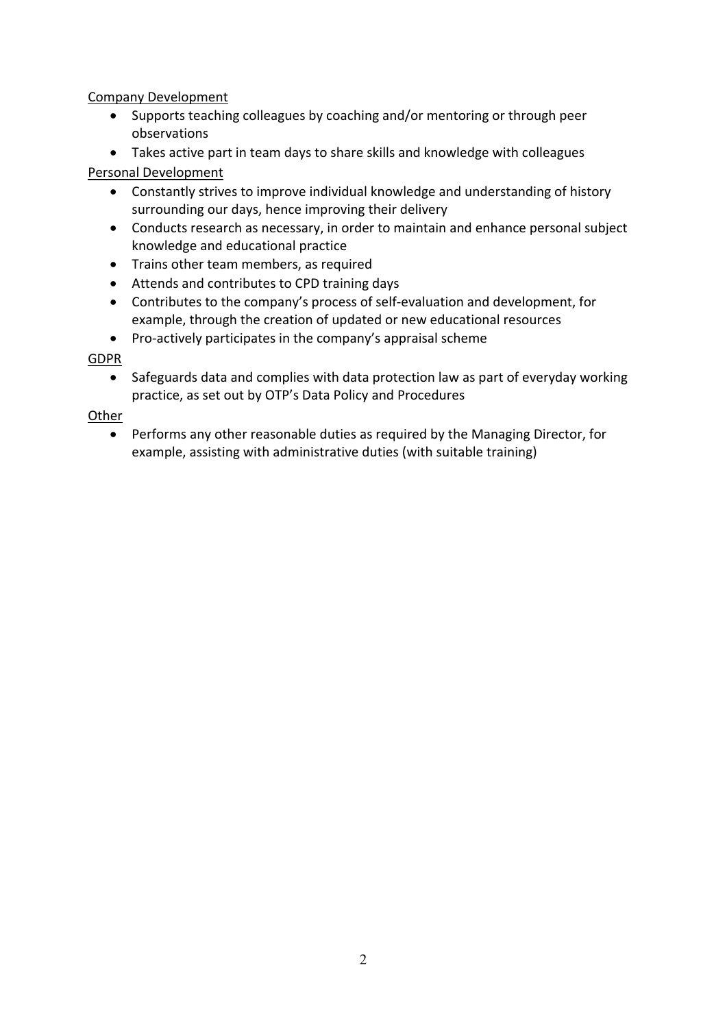Company Development

- Supports teaching colleagues by coaching and/or mentoring or through peer observations
- Takes active part in team days to share skills and knowledge with colleagues

Personal Development

- Constantly strives to improve individual knowledge and understanding of history surrounding our days, hence improving their delivery
- Conducts research as necessary, in order to maintain and enhance personal subject knowledge and educational practice
- Trains other team members, as required
- Attends and contributes to CPD training days
- Contributes to the company's process of self-evaluation and development, for example, through the creation of updated or new educational resources
- Pro-actively participates in the company's appraisal scheme

GDPR

- Safeguards data and complies with data protection law as part of everyday working practice, as set out by OTP's Data Policy and Procedures

Other

- Performs any other reasonable duties as required by the Managing Director, for example, assisting with administrative duties (with suitable training)